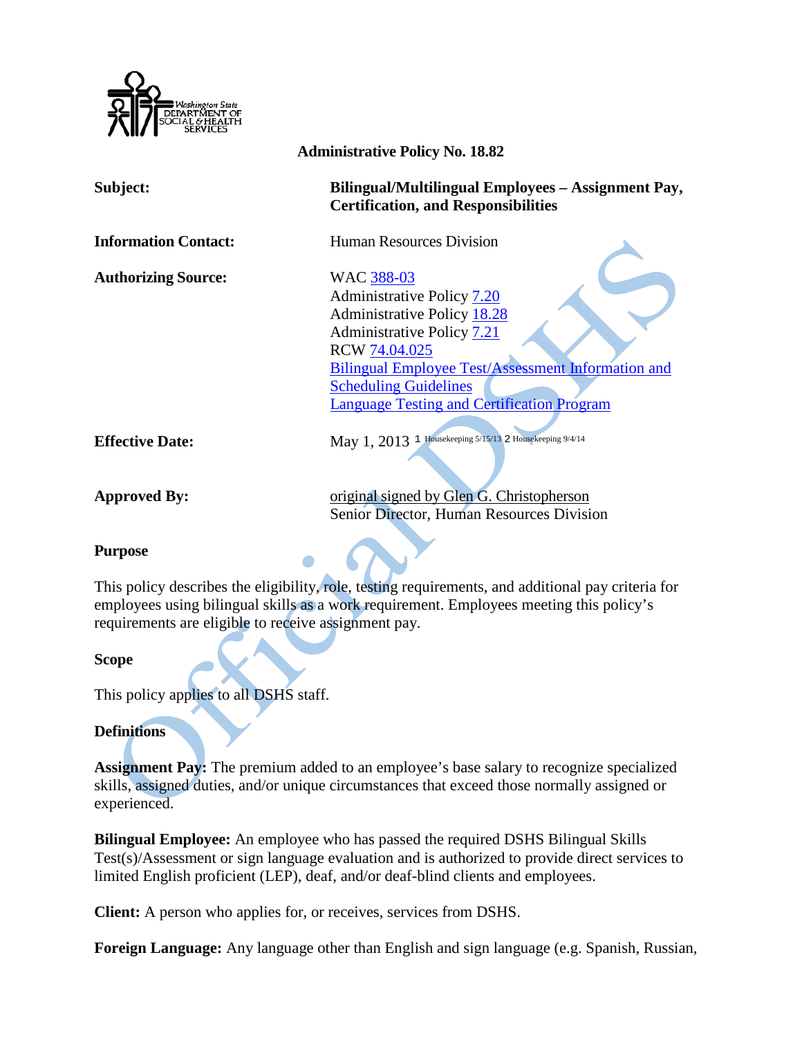Washington State DEPARTMENT OF SOCIAL & HEALTH SERVICES

**Administrative Policy No. 18.82**

| | |
|---|---|
| **Subject:** | **Bilingual/Multilingual Employees – Assignment Pay, Certification, and Responsibilities** |
| **Information Contact:** | Human Resources Division |
| **Authorizing Source:** | WAC 388-03<br>Administrative Policy 7.20<br>Administrative Policy 18.28<br>Administrative Policy 7.21<br>RCW 74.04.025<br>Bilingual Employee Test/Assessment Information and Scheduling Guidelines<br>Language Testing and Certification Program |
| **Effective Date:** | May 1, 2013 1 Housekeeping 5/15/13 2 Housekeeping 9/4/14 |
| **Approved By:** | original signed by Glen G. Christopherson<br>Senior Director, Human Resources Division |

## Purpose

This policy describes the eligibility, role, testing requirements, and additional pay criteria for employees using bilingual skills as a work requirement. Employees meeting this policy's requirements are eligible to receive assignment pay.

## Scope

This policy applies to all DSHS staff.

## Definitions

**Assignment Pay:** The premium added to an employee's base salary to recognize specialized skills, assigned duties, and/or unique circumstances that exceed those normally assigned or experienced.

**Bilingual Employee:** An employee who has passed the required DSHS Bilingual Skills Test(s)/Assessment or sign language evaluation and is authorized to provide direct services to limited English proficient (LEP), deaf, and/or deaf-blind clients and employees.

**Client:** A person who applies for, or receives, services from DSHS.

**Foreign Language:** Any language other than English and sign language (e.g. Spanish, Russian,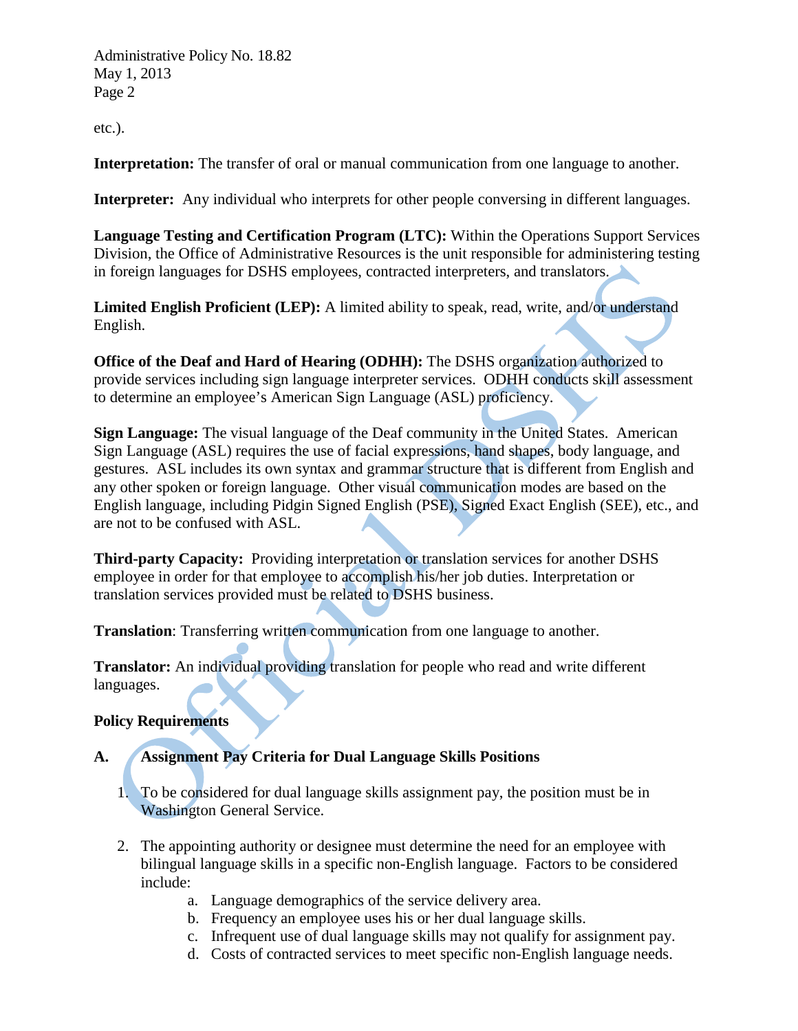etc.).

**Interpretation:** The transfer of oral or manual communication from one language to another.

**Interpreter:** Any individual who interprets for other people conversing in different languages.

**Language Testing and Certification Program (LTC):** Within the Operations Support Services Division, the Office of Administrative Resources is the unit responsible for administering testing in foreign languages for DSHS employees, contracted interpreters, and translators.

**Limited English Proficient (LEP):** A limited ability to speak, read, write, and/or understand English.

**Office of the Deaf and Hard of Hearing (ODHH):** The DSHS organization authorized to provide services including sign language interpreter services. ODHH conducts skill assessment to determine an employee's American Sign Language (ASL) proficiency.

**Sign Language:** The visual language of the Deaf community in the United States. American Sign Language (ASL) requires the use of facial expressions, hand shapes, body language, and gestures. ASL includes its own syntax and grammar structure that is different from English and any other spoken or foreign language. Other visual communication modes are based on the English language, including Pidgin Signed English (PSE), Signed Exact English (SEE), etc., and are not to be confused with ASL.

**Third-party Capacity:** Providing interpretation or translation services for another DSHS employee in order for that employee to accomplish his/her job duties. Interpretation or translation services provided must be related to DSHS business.

**Translation**: Transferring written communication from one language to another.

**Translator:** An individual providing translation for people who read and write different languages.

**Policy Requirements**

**A. Assignment Pay Criteria for Dual Language Skills Positions**

1. To be considered for dual language skills assignment pay, the position must be in Washington General Service.

2. The appointing authority or designee must determine the need for an employee with bilingual language skills in a specific non-English language. Factors to be considered include:
   a. Language demographics of the service delivery area.
   b. Frequency an employee uses his or her dual language skills.
   c. Infrequent use of dual language skills may not qualify for assignment pay.
   d. Costs of contracted services to meet specific non-English language needs.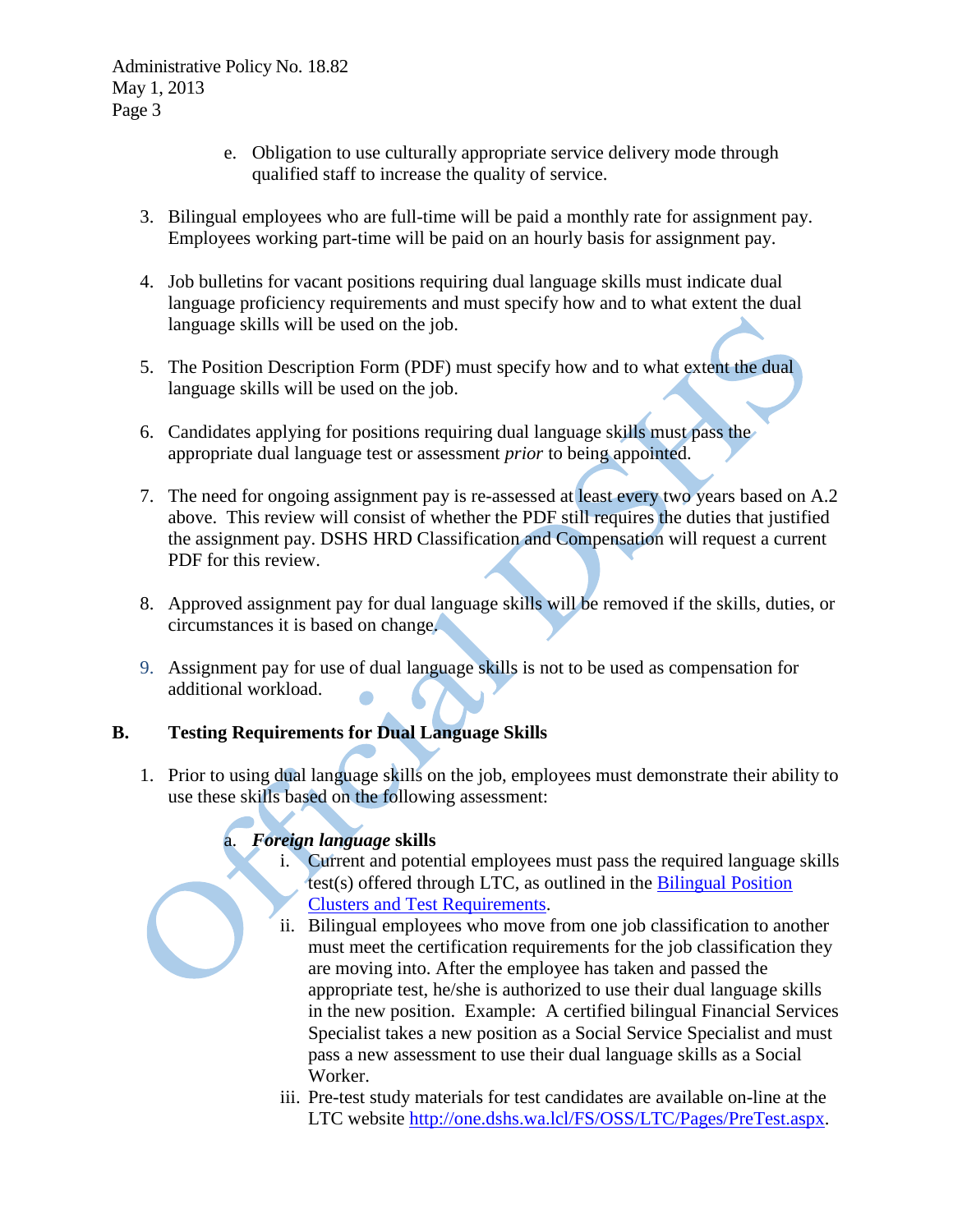e. Obligation to use culturally appropriate service delivery mode through qualified staff to increase the quality of service.

3. Bilingual employees who are full-time will be paid a monthly rate for assignment pay. Employees working part-time will be paid on an hourly basis for assignment pay.

4. Job bulletins for vacant positions requiring dual language skills must indicate dual language proficiency requirements and must specify how and to what extent the dual language skills will be used on the job.

5. The Position Description Form (PDF) must specify how and to what extent the dual language skills will be used on the job.

6. Candidates applying for positions requiring dual language skills must pass the appropriate dual language test or assessment *prior* to being appointed.

7. The need for ongoing assignment pay is re-assessed at least every two years based on A.2 above. This review will consist of whether the PDF still requires the duties that justified the assignment pay. DSHS HRD Classification and Compensation will request a current PDF for this review.

8. Approved assignment pay for dual language skills will be removed if the skills, duties, or circumstances it is based on change.

9. Assignment pay for use of dual language skills is not to be used as compensation for additional workload.

## B. Testing Requirements for Dual Language Skills

1. Prior to using dual language skills on the job, employees must demonstrate their ability to use these skills based on the following assessment:

   a. ***Foreign language* skills**

      i. Current and potential employees must pass the required language skills test(s) offered through LTC, as outlined in the [Bilingual Position Clusters and Test Requirements](Bilingual Position Clusters and Test Requirements).

      ii. Bilingual employees who move from one job classification to another must meet the certification requirements for the job classification they are moving into. After the employee has taken and passed the appropriate test, he/she is authorized to use their dual language skills in the new position. Example: A certified bilingual Financial Services Specialist takes a new position as a Social Service Specialist and must pass a new assessment to use their dual language skills as a Social Worker.

      iii. Pre-test study materials for test candidates are available on-line at the LTC website [http://one.dshs.wa.lcl/FS/OSS/LTC/Pages/PreTest.aspx](http://one.dshs.wa.lcl/FS/OSS/LTC/Pages/PreTest.aspx).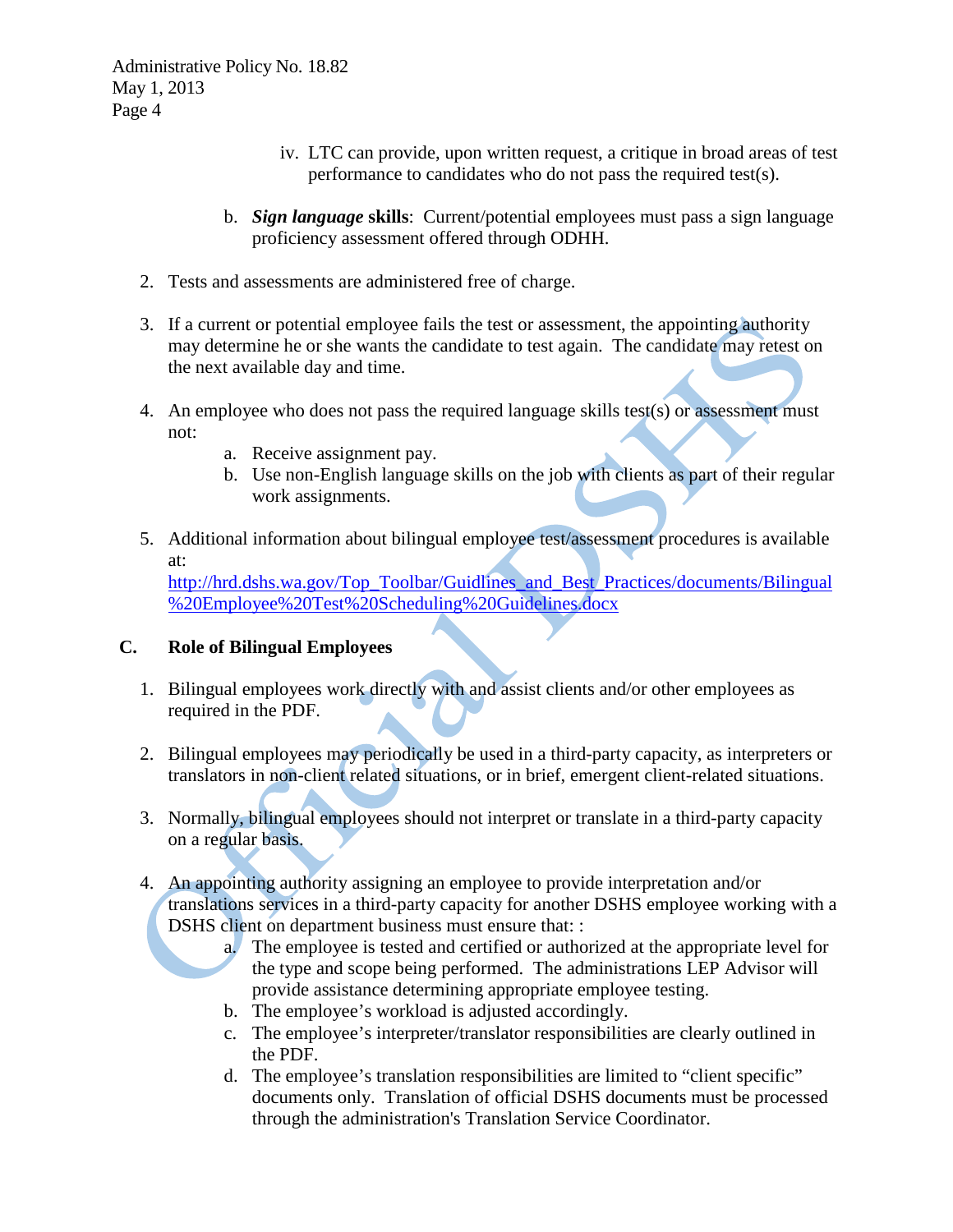iv. LTC can provide, upon written request, a critique in broad areas of test performance to candidates who do not pass the required test(s).

b. ***Sign language*** **skills**: Current/potential employees must pass a sign language proficiency assessment offered through ODHH.

2. Tests and assessments are administered free of charge.

3. If a current or potential employee fails the test or assessment, the appointing authority may determine he or she wants the candidate to test again. The candidate may retest on the next available day and time.

4. An employee who does not pass the required language skills test(s) or assessment must not:
   a. Receive assignment pay.
   b. Use non-English language skills on the job with clients as part of their regular work assignments.

5. Additional information about bilingual employee test/assessment procedures is available at: [http://hrd.dshs.wa.gov/Top_Toolbar/Guidlines_and_Best_Practices/documents/Bilingual%20Employee%20Test%20Scheduling%20Guidelines.docx](http://hrd.dshs.wa.gov/Top_Toolbar/Guidlines_and_Best_Practices/documents/Bilingual%20Employee%20Test%20Scheduling%20Guidelines.docx)

## C. Role of Bilingual Employees

1. Bilingual employees work directly with and assist clients and/or other employees as required in the PDF.

2. Bilingual employees may periodically be used in a third-party capacity, as interpreters or translators in non-client related situations, or in brief, emergent client-related situations.

3. Normally, bilingual employees should not interpret or translate in a third-party capacity on a regular basis.

4. An appointing authority assigning an employee to provide interpretation and/or translations services in a third-party capacity for another DSHS employee working with a DSHS client on department business must ensure that: :
   a. The employee is tested and certified or authorized at the appropriate level for the type and scope being performed. The administrations LEP Advisor will provide assistance determining appropriate employee testing.
   b. The employee's workload is adjusted accordingly.
   c. The employee's interpreter/translator responsibilities are clearly outlined in the PDF.
   d. The employee's translation responsibilities are limited to "client specific" documents only. Translation of official DSHS documents must be processed through the administration's Translation Service Coordinator.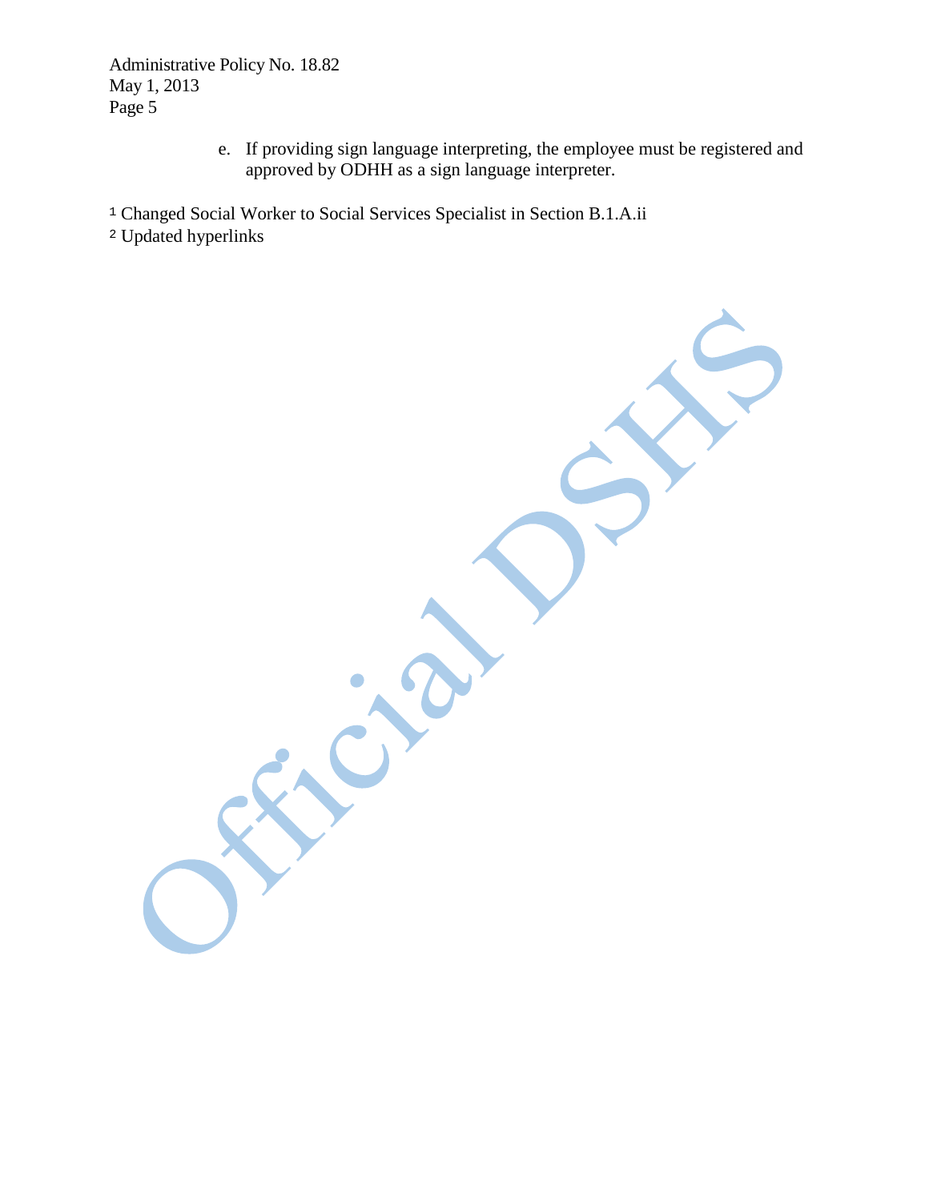e. If providing sign language interpreting, the employee must be registered and approved by ODHH as a sign language interpreter.

[1] Changed Social Worker to Social Services Specialist in Section B.1.A.ii

[2] Updated hyperlinks